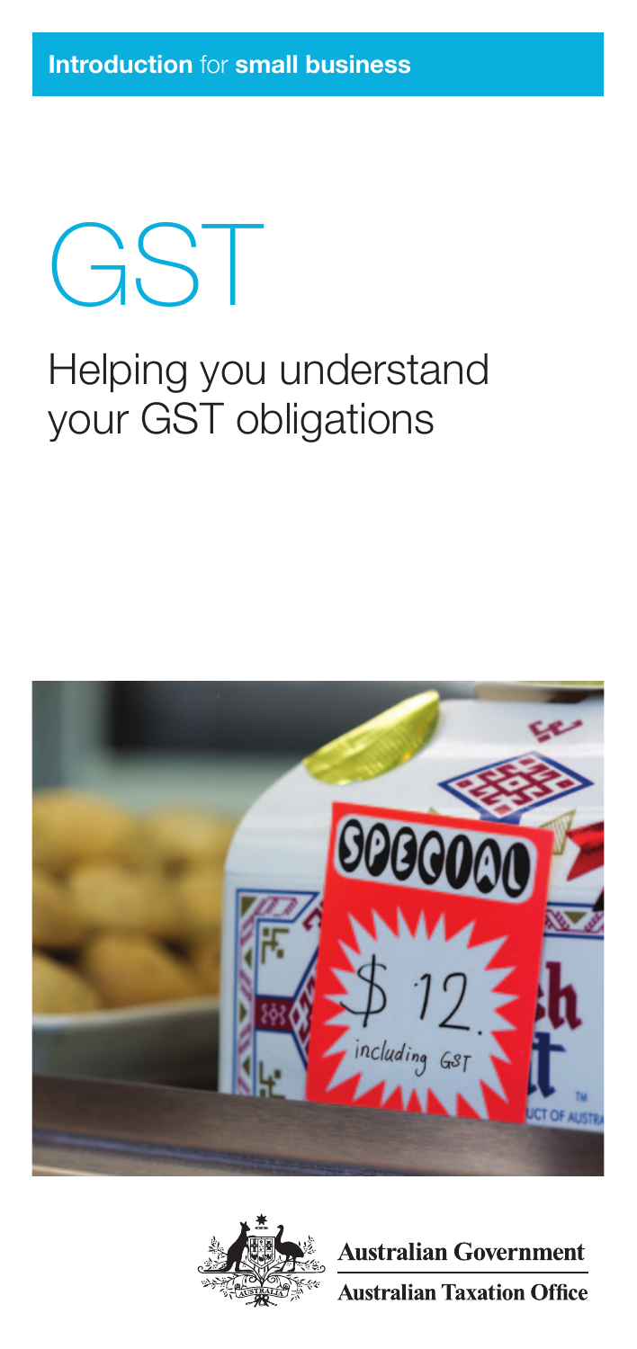**Introduction** for **small business**

# GST

## Helping you understand your GST obligations

Australian Government

Australian Taxation Office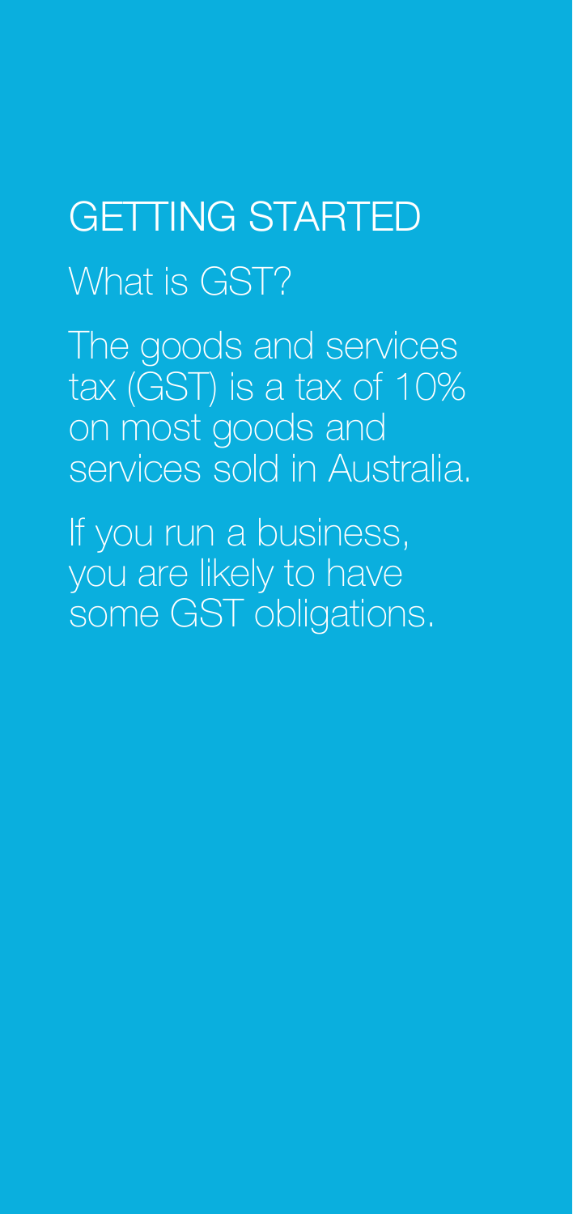# GETTING STARTED

## What is GST?

The goods and services tax (GST) is a tax of 10% on most goods and services sold in Australia.

If you run a business, you are likely to have some GST obligations.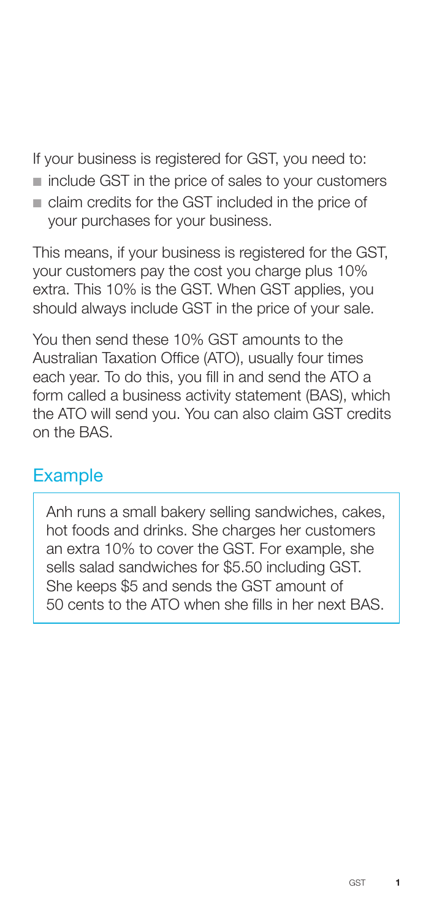If your business is registered for GST, you need to:

- include GST in the price of sales to your customers
- claim credits for the GST included in the price of your purchases for your business.

This means, if your business is registered for the GST, your customers pay the cost you charge plus 10% extra. This 10% is the GST. When GST applies, you should always include GST in the price of your sale.

You then send these 10% GST amounts to the Australian Taxation Office (ATO), usually four times each year. To do this, you fill in and send the ATO a form called a business activity statement (BAS), which the ATO will send you. You can also claim GST credits on the BAS.

## Example

Anh runs a small bakery selling sandwiches, cakes, hot foods and drinks. She charges her customers an extra 10% to cover the GST. For example, she sells salad sandwiches for $5.50 including GST. She keeps $5 and sends the GST amount of 50 cents to the ATO when she fills in her next BAS.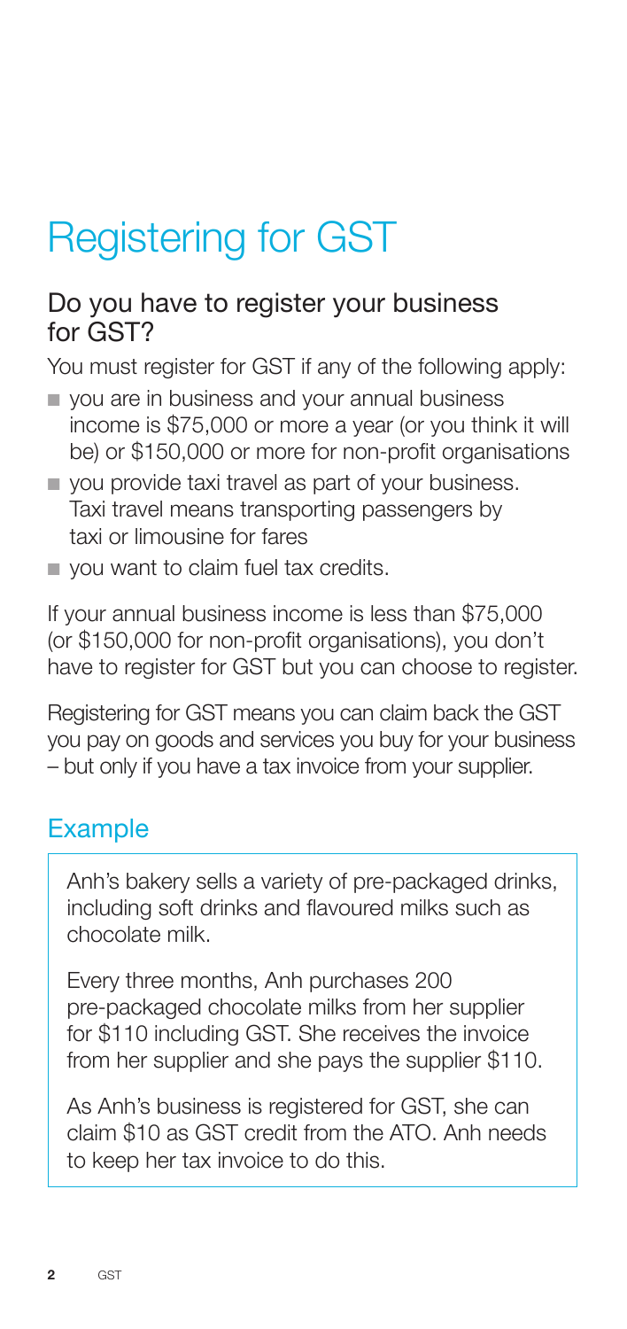# Registering for GST

## Do you have to register your business for GST?

You must register for GST if any of the following apply:

- you are in business and your annual business income is $75,000 or more a year (or you think it will be) or $150,000 or more for non-profit organisations
- you provide taxi travel as part of your business. Taxi travel means transporting passengers by taxi or limousine for fares
- you want to claim fuel tax credits.

If your annual business income is less than $75,000 (or $150,000 for non-profit organisations), you don't have to register for GST but you can choose to register.

Registering for GST means you can claim back the GST you pay on goods and services you buy for your business – but only if you have a tax invoice from your supplier.

## Example

Anh's bakery sells a variety of pre-packaged drinks, including soft drinks and flavoured milks such as chocolate milk.

Every three months, Anh purchases 200 pre-packaged chocolate milks from her supplier for $110 including GST. She receives the invoice from her supplier and she pays the supplier $110.

As Anh's business is registered for GST, she can claim $10 as GST credit from the ATO. Anh needs to keep her tax invoice to do this.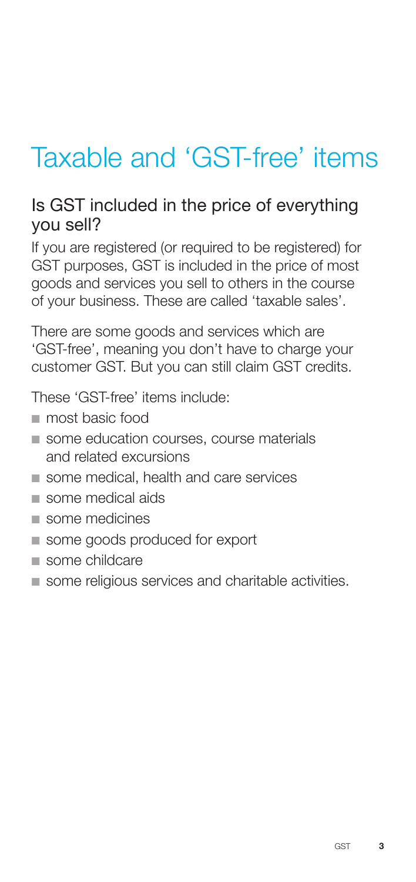# Taxable and 'GST-free' items

## Is GST included in the price of everything you sell?

If you are registered (or required to be registered) for GST purposes, GST is included in the price of most goods and services you sell to others in the course of your business. These are called 'taxable sales'.

There are some goods and services which are 'GST-free', meaning you don't have to charge your customer GST. But you can still claim GST credits.

These 'GST-free' items include:

- most basic food
- some education courses, course materials and related excursions
- some medical, health and care services
- some medical aids
- some medicines
- some goods produced for export
- some childcare
- some religious services and charitable activities.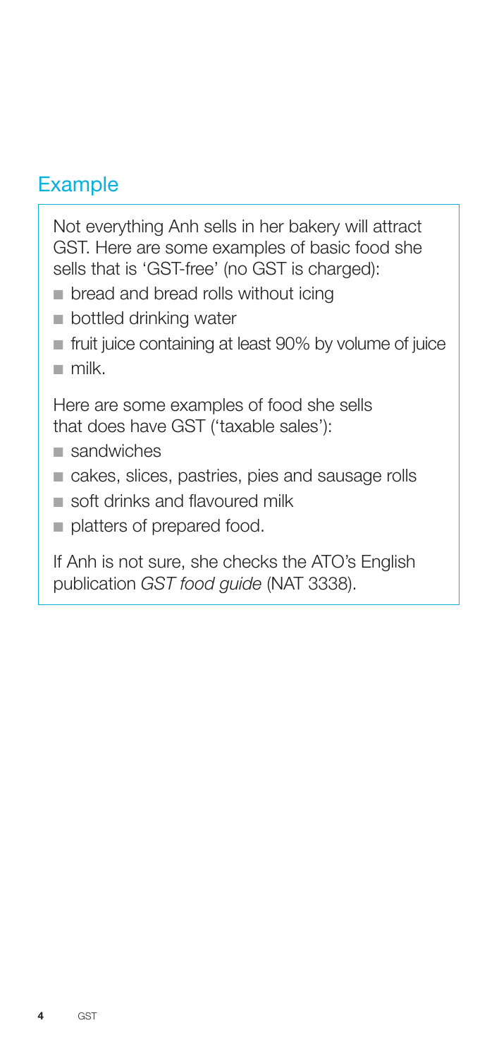## Example

Not everything Anh sells in her bakery will attract GST. Here are some examples of basic food she sells that is 'GST-free' (no GST is charged):

- bread and bread rolls without icing
- bottled drinking water
- fruit juice containing at least 90% by volume of juice
- milk.

Here are some examples of food she sells that does have GST ('taxable sales'):

- sandwiches
- cakes, slices, pastries, pies and sausage rolls
- soft drinks and flavoured milk
- platters of prepared food.

If Anh is not sure, she checks the ATO's English publication *GST food guide* (NAT 3338).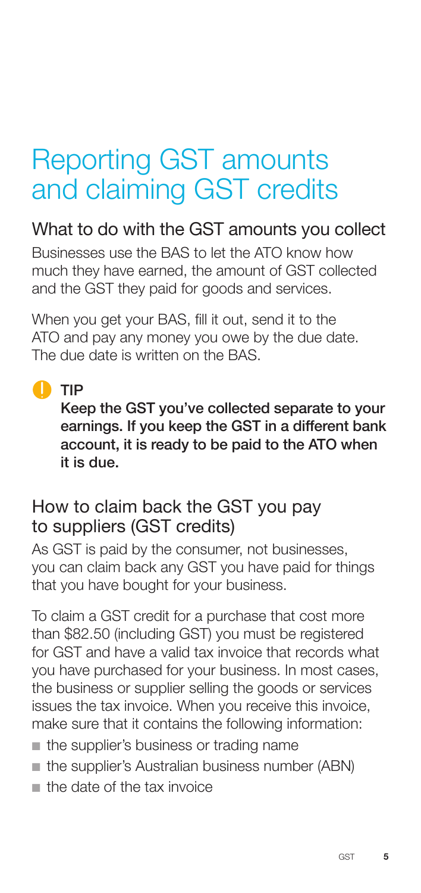# Reporting GST amounts and claiming GST credits

## What to do with the GST amounts you collect

Businesses use the BAS to let the ATO know how much they have earned, the amount of GST collected and the GST they paid for goods and services.

When you get your BAS, fill it out, send it to the ATO and pay any money you owe by the due date. The due date is written on the BAS.

**TIP**

**Keep the GST you've collected separate to your earnings. If you keep the GST in a different bank account, it is ready to be paid to the ATO when it is due.**

## How to claim back the GST you pay to suppliers (GST credits)

As GST is paid by the consumer, not businesses, you can claim back any GST you have paid for things that you have bought for your business.

To claim a GST credit for a purchase that cost more than $82.50 (including GST) you must be registered for GST and have a valid tax invoice that records what you have purchased for your business. In most cases, the business or supplier selling the goods or services issues the tax invoice. When you receive this invoice, make sure that it contains the following information:

- the supplier's business or trading name
- the supplier's Australian business number (ABN)
- the date of the tax invoice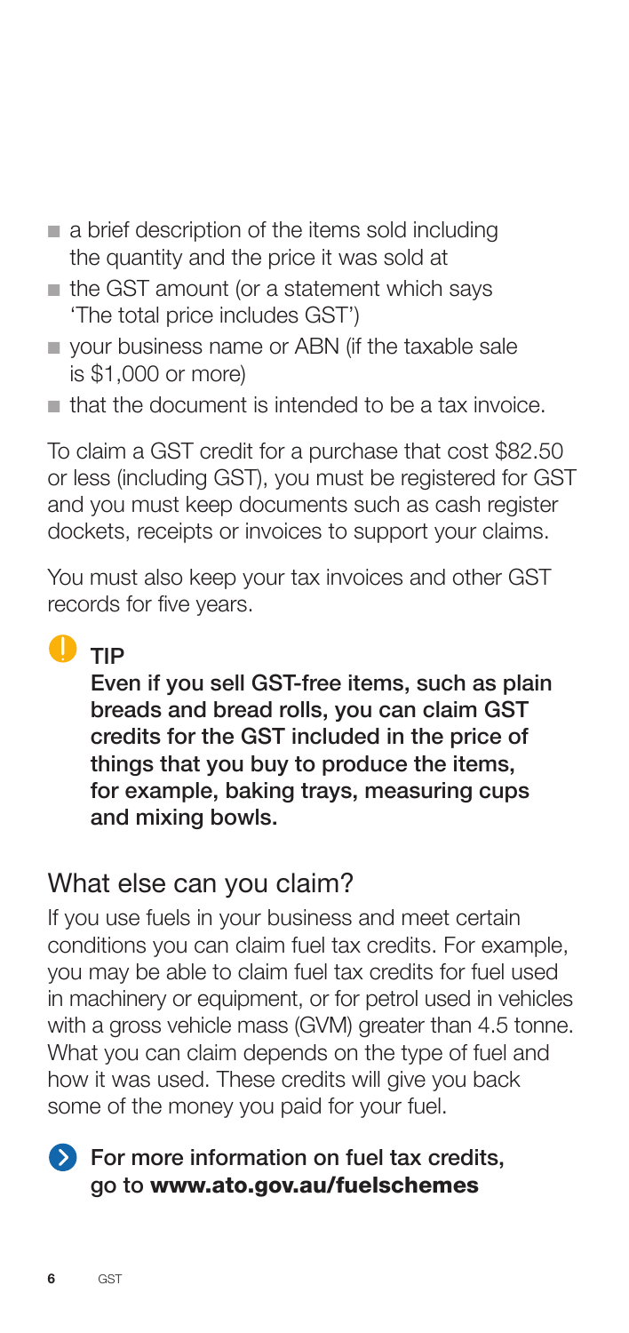- a brief description of the items sold including the quantity and the price it was sold at
- the GST amount (or a statement which says 'The total price includes GST')
- your business name or ABN (if the taxable sale is $1,000 or more)
- that the document is intended to be a tax invoice.

To claim a GST credit for a purchase that cost $82.50 or less (including GST), you must be registered for GST and you must keep documents such as cash register dockets, receipts or invoices to support your claims.

You must also keep your tax invoices and other GST records for five years.

**TIP**

**Even if you sell GST-free items, such as plain breads and bread rolls, you can claim GST credits for the GST included in the price of things that you buy to produce the items, for example, baking trays, measuring cups and mixing bowls.**

## What else can you claim?

If you use fuels in your business and meet certain conditions you can claim fuel tax credits. For example, you may be able to claim fuel tax credits for fuel used in machinery or equipment, or for petrol used in vehicles with a gross vehicle mass (GVM) greater than 4.5 tonne. What you can claim depends on the type of fuel and how it was used. These credits will give you back some of the money you paid for your fuel.

**For more information on fuel tax credits, go to www.ato.gov.au/fuelschemes**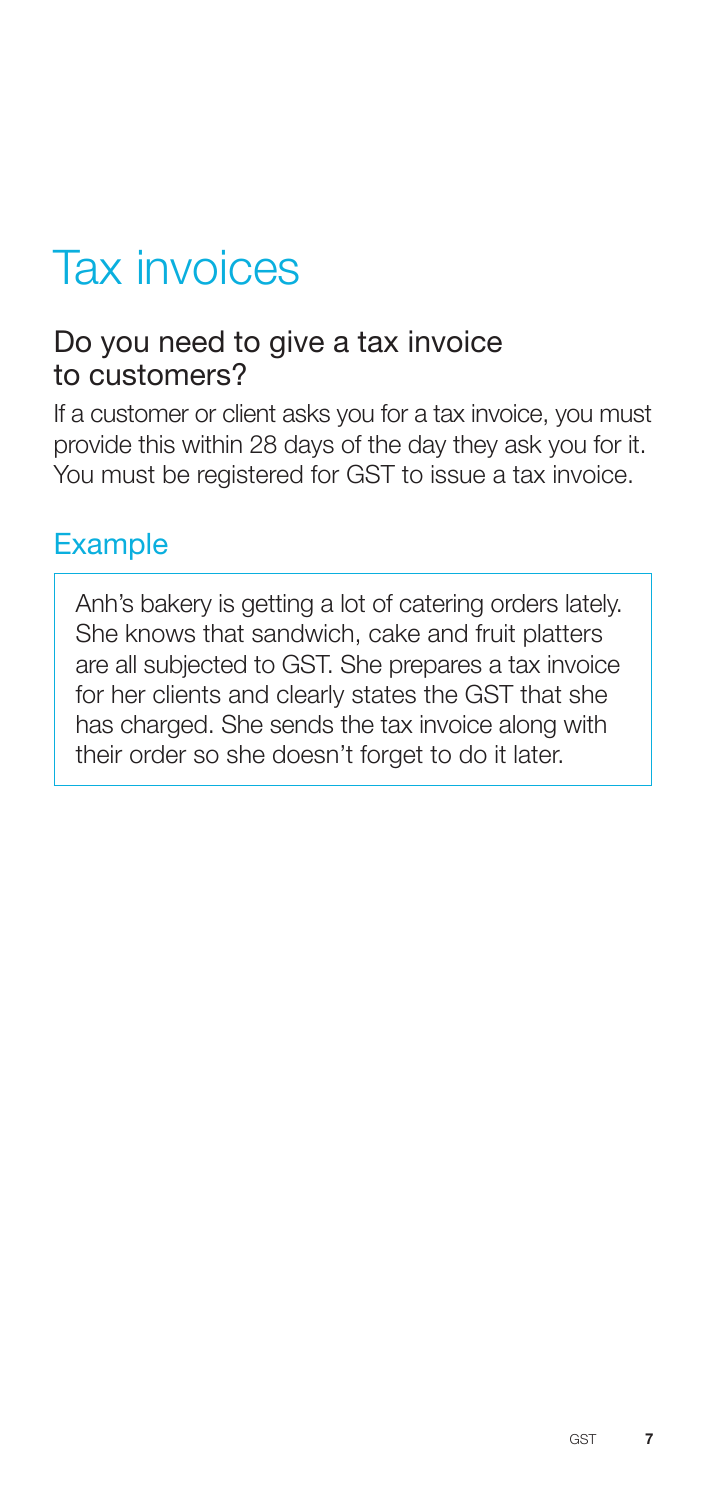# Tax invoices

## Do you need to give a tax invoice to customers?

If a customer or client asks you for a tax invoice, you must provide this within 28 days of the day they ask you for it. You must be registered for GST to issue a tax invoice.

### Example

Anh's bakery is getting a lot of catering orders lately. She knows that sandwich, cake and fruit platters are all subjected to GST. She prepares a tax invoice for her clients and clearly states the GST that she has charged. She sends the tax invoice along with their order so she doesn't forget to do it later.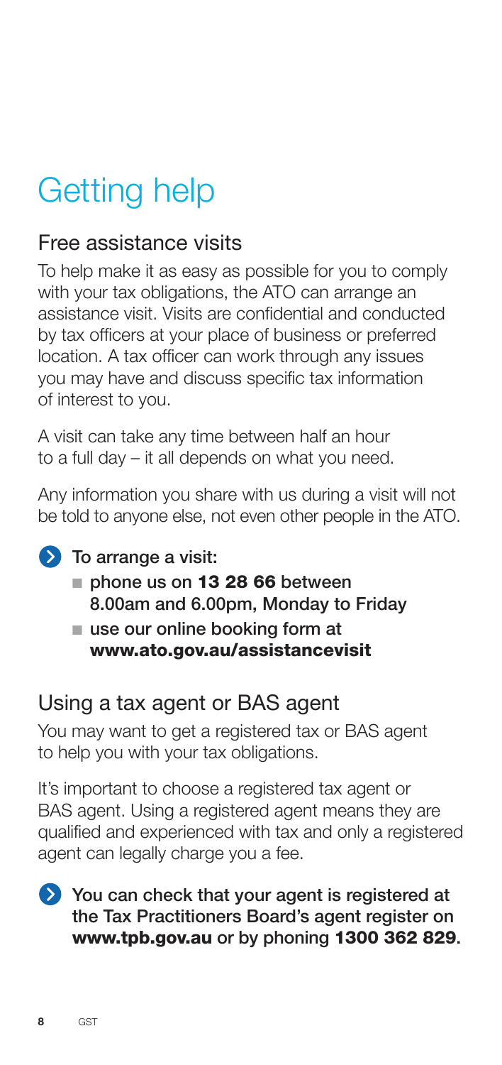# Getting help

## Free assistance visits

To help make it as easy as possible for you to comply with your tax obligations, the ATO can arrange an assistance visit. Visits are confidential and conducted by tax officers at your place of business or preferred location. A tax officer can work through any issues you may have and discuss specific tax information of interest to you.

A visit can take any time between half an hour to a full day – it all depends on what you need.

Any information you share with us during a visit will not be told to anyone else, not even other people in the ATO.

**To arrange a visit:**

- **phone us on 13 28 66 between 8.00am and 6.00pm, Monday to Friday**
- **use our online booking form at www.ato.gov.au/assistancevisit**

## Using a tax agent or BAS agent

You may want to get a registered tax or BAS agent to help you with your tax obligations.

It's important to choose a registered tax agent or BAS agent. Using a registered agent means they are qualified and experienced with tax and only a registered agent can legally charge you a fee.

**You can check that your agent is registered at the Tax Practitioners Board's agent register on www.tpb.gov.au or by phoning 1300 362 829.**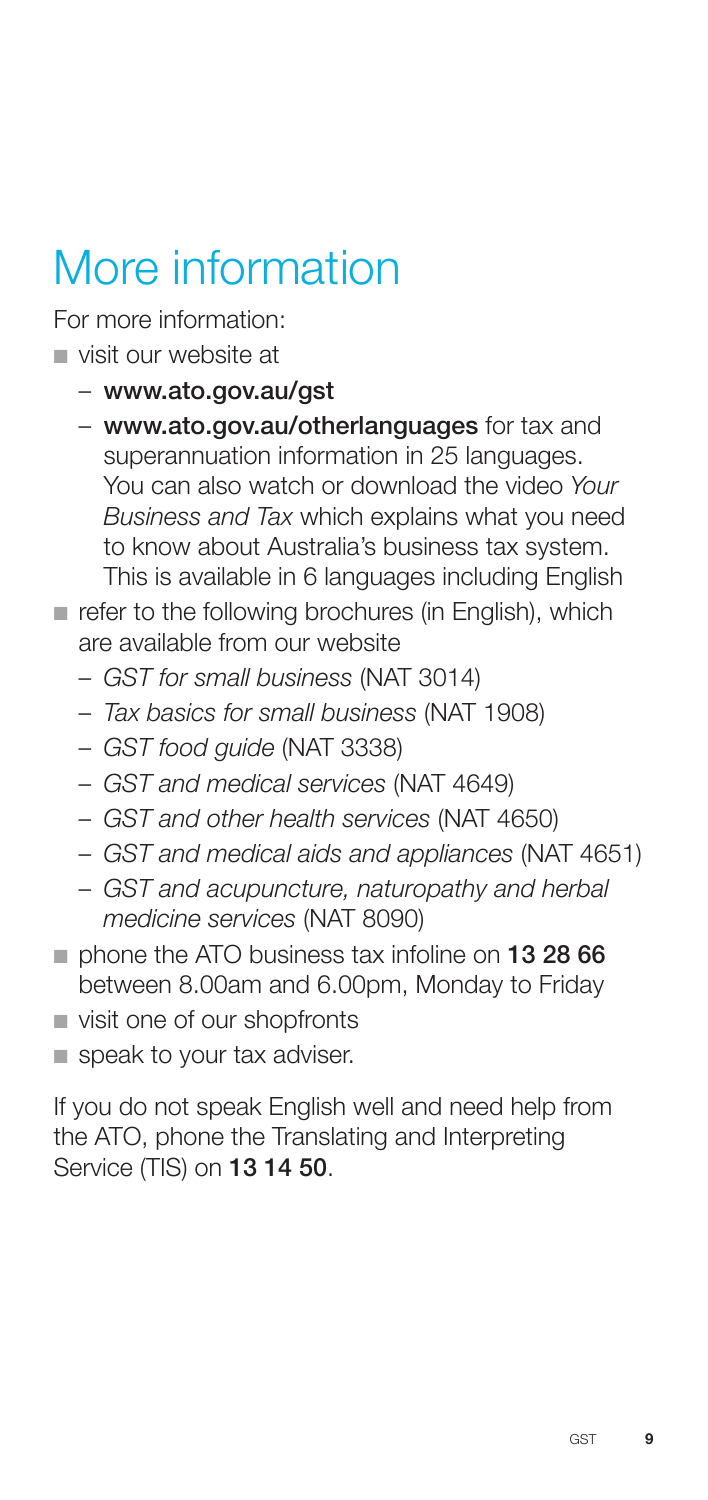# More information

For more information:

- visit our website at
  - **www.ato.gov.au/gst**
  - **www.ato.gov.au/otherlanguages** for tax and superannuation information in 25 languages. You can also watch or download the video *Your Business and Tax* which explains what you need to know about Australia's business tax system. This is available in 6 languages including English
- refer to the following brochures (in English), which are available from our website
  - *GST for small business* (NAT 3014)
  - *Tax basics for small business* (NAT 1908)
  - *GST food guide* (NAT 3338)
  - *GST and medical services* (NAT 4649)
  - *GST and other health services* (NAT 4650)
  - *GST and medical aids and appliances* (NAT 4651)
  - *GST and acupuncture, naturopathy and herbal medicine services* (NAT 8090)
- phone the ATO business tax infoline on **13 28 66** between 8.00am and 6.00pm, Monday to Friday
- visit one of our shopfronts
- speak to your tax adviser.

If you do not speak English well and need help from the ATO, phone the Translating and Interpreting Service (TIS) on **13 14 50**.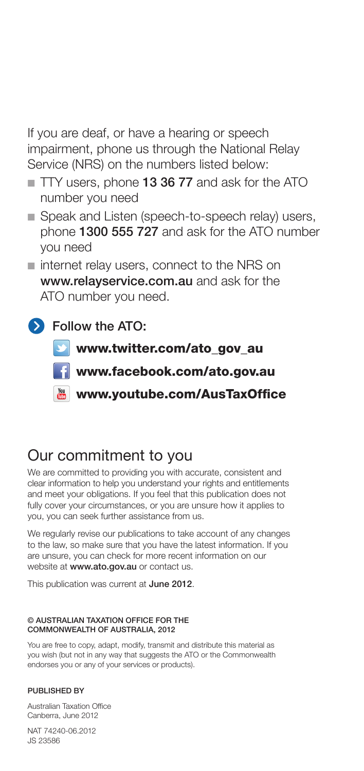If you are deaf, or have a hearing or speech impairment, phone us through the National Relay Service (NRS) on the numbers listed below:

- TTY users, phone **13 36 77** and ask for the ATO number you need
- Speak and Listen (speech-to-speech relay) users, phone **1300 555 727** and ask for the ATO number you need
- internet relay users, connect to the NRS on **www.relayservice.com.au** and ask for the ATO number you need.

**Follow the ATO:**

- **www.twitter.com/ato_gov_au**
- **www.facebook.com/ato.gov.au**
- **www.youtube.com/AusTaxOffice**

## Our commitment to you

We are committed to providing you with accurate, consistent and clear information to help you understand your rights and entitlements and meet your obligations. If you feel that this publication does not fully cover your circumstances, or you are unsure how it applies to you, you can seek further assistance from us.

We regularly revise our publications to take account of any changes to the law, so make sure that you have the latest information. If you are unsure, you can check for more recent information on our website at **www.ato.gov.au** or contact us.

This publication was current at **June 2012**.

**© AUSTRALIAN TAXATION OFFICE FOR THE COMMONWEALTH OF AUSTRALIA, 2012**

You are free to copy, adapt, modify, transmit and distribute this material as you wish (but not in any way that suggests the ATO or the Commonwealth endorses you or any of your services or products).

**PUBLISHED BY**

Australian Taxation Office
Canberra, June 2012

NAT 74240-06.2012
JS 23586